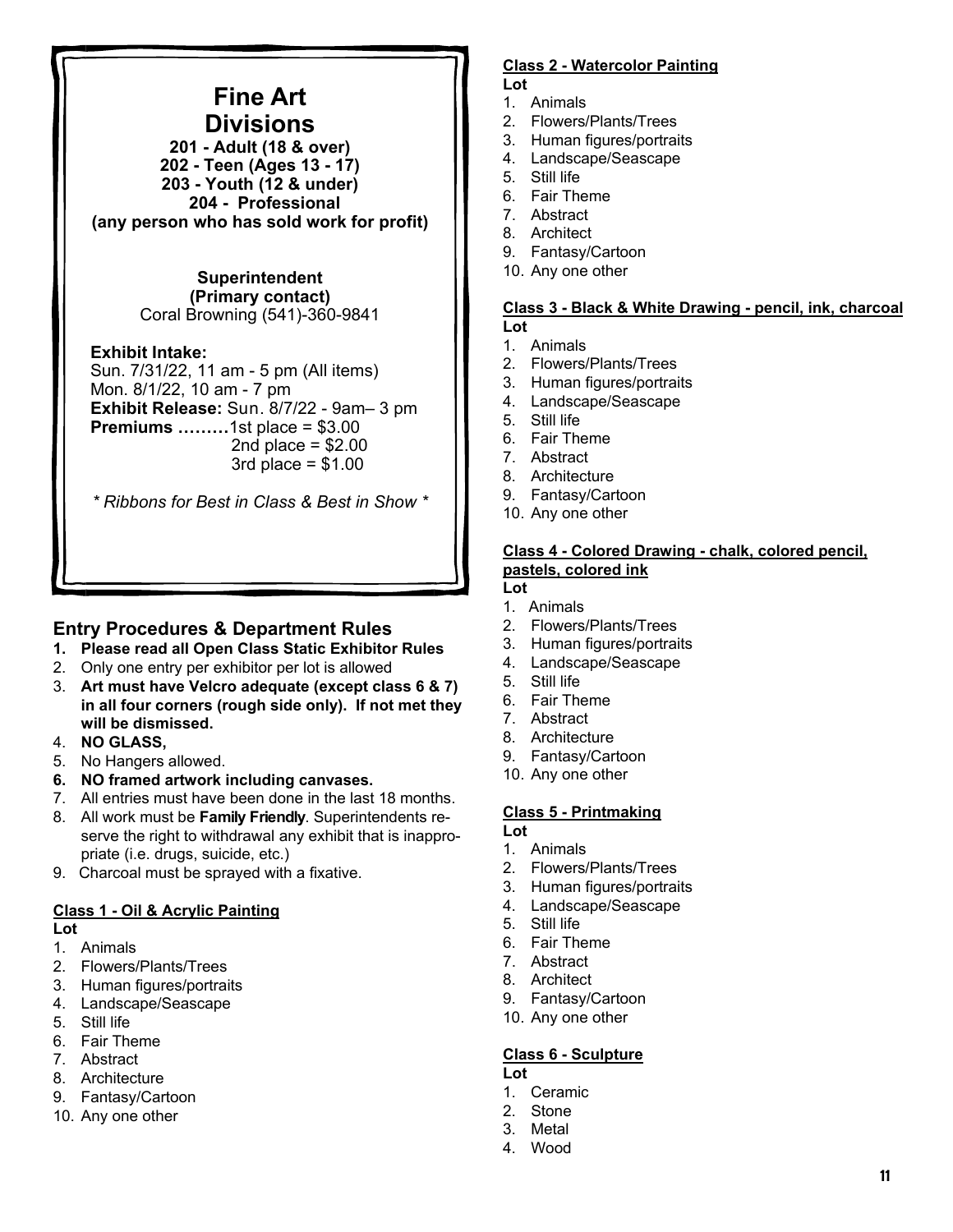# Fine Art

## Divisions

**201 - Adult (18 & over)**
**202 - Teen (Ages 13 - 17)**
**203 - Youth (12 & under)**
**204 - Professional**
**(any person who has sold work for profit)**

**Superintendent**
**(Primary contact)**
Coral Browning (541)-360-9841

**Exhibit Intake:**
Sun. 7/31/22, 11 am - 5 pm (All items)
Mon. 8/1/22, 10 am - 7 pm
**Exhibit Release:** Sun. 8/7/22 - 9am– 3 pm
**Premiums ………**1st place = $3.00
2nd place = $2.00
3rd place = $1.00

*\* Ribbons for Best in Class & Best in Show \**

## Entry Procedures & Department Rules

1. **Please read all Open Class Static Exhibitor Rules**
2. Only one entry per exhibitor per lot is allowed
3. **Art must have Velcro adequate (except class 6 & 7) in all four corners (rough side only). If not met they will be dismissed.**
4. **NO GLASS,**
5. No Hangers allowed.
6. **NO framed artwork including canvases.**
7. All entries must have been done in the last 18 months.
8. All work must be **Family Friendly**. Superintendents reserve the right to withdrawal any exhibit that is inappropriate (i.e. drugs, suicide, etc.)
9. Charcoal must be sprayed with a fixative.

**Class 1 - Oil & Acrylic Painting**
**Lot**
1. Animals
2. Flowers/Plants/Trees
3. Human figures/portraits
4. Landscape/Seascape
5. Still life
6. Fair Theme
7. Abstract
8. Architecture
9. Fantasy/Cartoon
10. Any one other

**Class 2 - Watercolor Painting**
**Lot**
1. Animals
2. Flowers/Plants/Trees
3. Human figures/portraits
4. Landscape/Seascape
5. Still life
6. Fair Theme
7. Abstract
8. Architect
9. Fantasy/Cartoon
10. Any one other

**Class 3 - Black & White Drawing - pencil, ink, charcoal**
**Lot**
1. Animals
2. Flowers/Plants/Trees
3. Human figures/portraits
4. Landscape/Seascape
5. Still life
6. Fair Theme
7. Abstract
8. Architecture
9. Fantasy/Cartoon
10. Any one other

**Class 4 - Colored Drawing - chalk, colored pencil, pastels, colored ink**
**Lot**
1. Animals
2. Flowers/Plants/Trees
3. Human figures/portraits
4. Landscape/Seascape
5. Still life
6. Fair Theme
7. Abstract
8. Architecture
9. Fantasy/Cartoon
10. Any one other

**Class 5 - Printmaking**
**Lot**
1. Animals
2. Flowers/Plants/Trees
3. Human figures/portraits
4. Landscape/Seascape
5. Still life
6. Fair Theme
7. Abstract
8. Architect
9. Fantasy/Cartoon
10. Any one other

**Class 6 - Sculpture**
**Lot**
1. Ceramic
2. Stone
3. Metal
4. Wood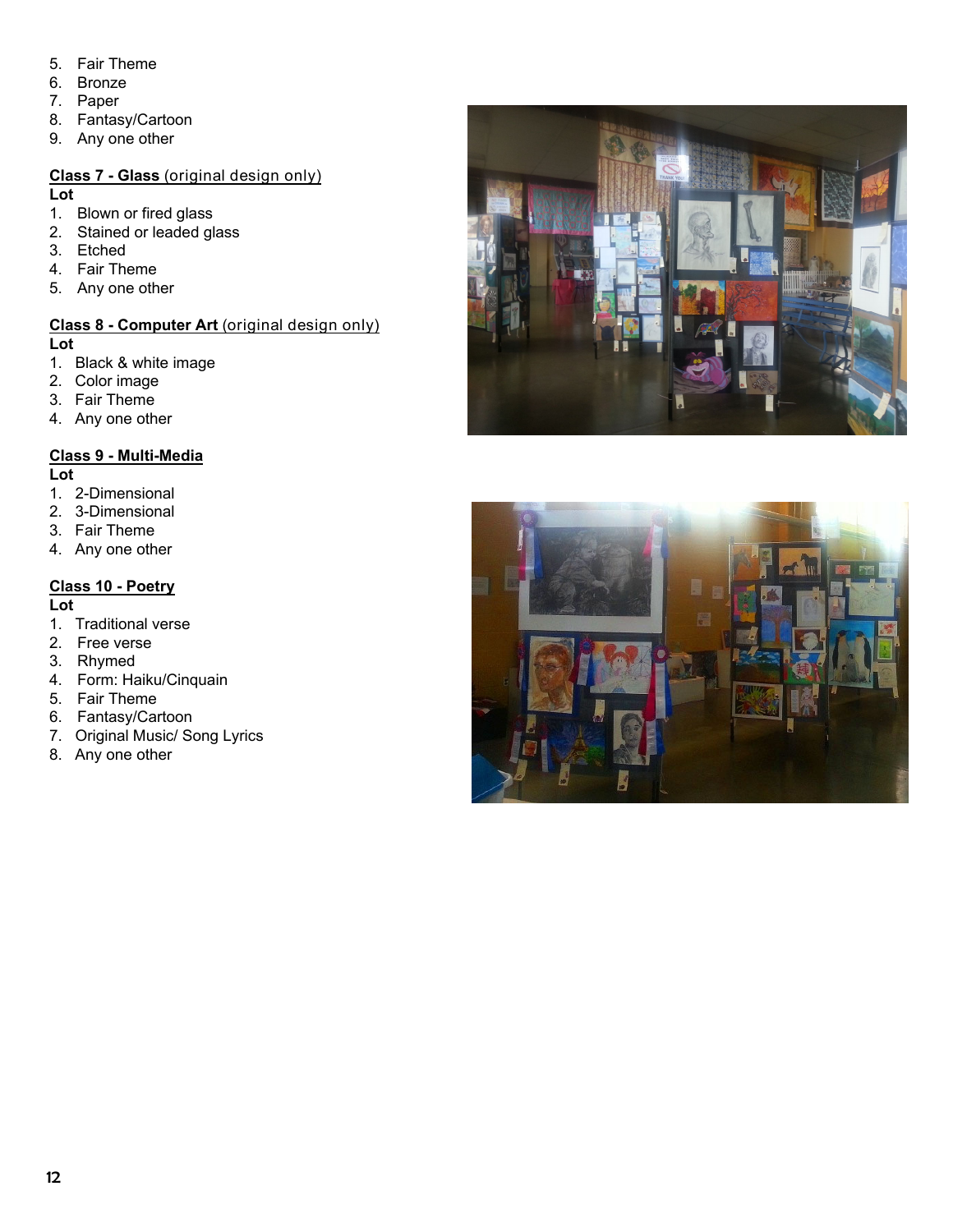5. Fair Theme
6. Bronze
7. Paper
8. Fantasy/Cartoon
9. Any one other

**Class 7 - Glass** (original design only)

**Lot**

1. Blown or fired glass
2. Stained or leaded glass
3. Etched
4. Fair Theme
5. Any one other

**Class 8 - Computer Art** (original design only)

**Lot**

1. Black & white image
2. Color image
3. Fair Theme
4. Any one other

**Class 9 - Multi-Media**

**Lot**

1. 2-Dimensional
2. 3-Dimensional
3. Fair Theme
4. Any one other

**Class 10 - Poetry**

**Lot**

1. Traditional verse
2. Free verse
3. Rhymed
4. Form: Haiku/Cinquain
5. Fair Theme
6. Fantasy/Cartoon
7. Original Music/ Song Lyrics
8. Any one other